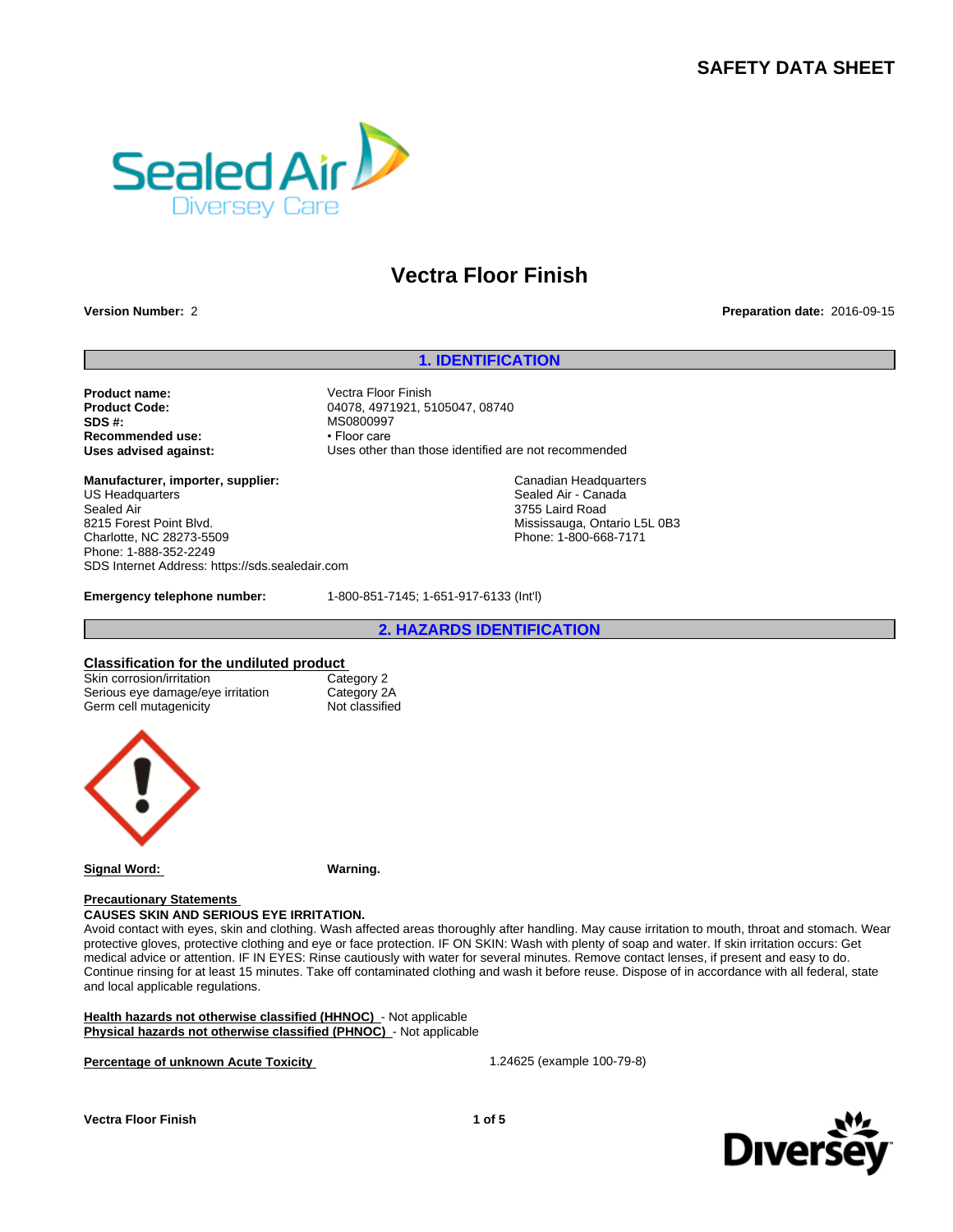# SAFETY DATA SHEET

## Vectra Floor Finish

**Version Number:** 2

**Preparation date:** 2016-09-15

## 1. IDENTIFICATION

**Product name:** Vectra Floor Finish
**Product Code:** 04078, 4971921, 5105047, 08740
**SDS #:** MS0800997
**Recommended use:** • Floor care
**Uses advised against:** Uses other than those identified are not recommended

**Manufacturer, importer, supplier:**

US Headquarters
Sealed Air
8215 Forest Point Blvd.
Charlotte, NC 28273-5509
Phone: 1-888-352-2249
SDS Internet Address: https://sds.sealedair.com

Canadian Headquarters
Sealed Air - Canada
3755 Laird Road
Mississauga, Ontario L5L 0B3
Phone: 1-800-668-7171

**Emergency telephone number:** 1-800-851-7145; 1-651-917-6133 (Int'l)

## 2. HAZARDS IDENTIFICATION

**Classification for the undiluted product**

| | |
|---|---|
| Skin corrosion/irritation | Category 2 |
| Serious eye damage/eye irritation | Category 2A |
| Germ cell mutagenicity | Not classified |

**Signal Word:** **Warning.**

**Precautionary Statements**

**CAUSES SKIN AND SERIOUS EYE IRRITATION.**

Avoid contact with eyes, skin and clothing. Wash affected areas thoroughly after handling. May cause irritation to mouth, throat and stomach. Wear protective gloves, protective clothing and eye or face protection. IF ON SKIN: Wash with plenty of soap and water. If skin irritation occurs: Get medical advice or attention. IF IN EYES: Rinse cautiously with water for several minutes. Remove contact lenses, if present and easy to do. Continue rinsing for at least 15 minutes. Take off contaminated clothing and wash it before reuse. Dispose of in accordance with all federal, state and local applicable regulations.

**Health hazards not otherwise classified (HHNOC)** - Not applicable
**Physical hazards not otherwise classified (PHNOC)** - Not applicable

**Percentage of unknown Acute Toxicity** 1.24625 (example 100-79-8)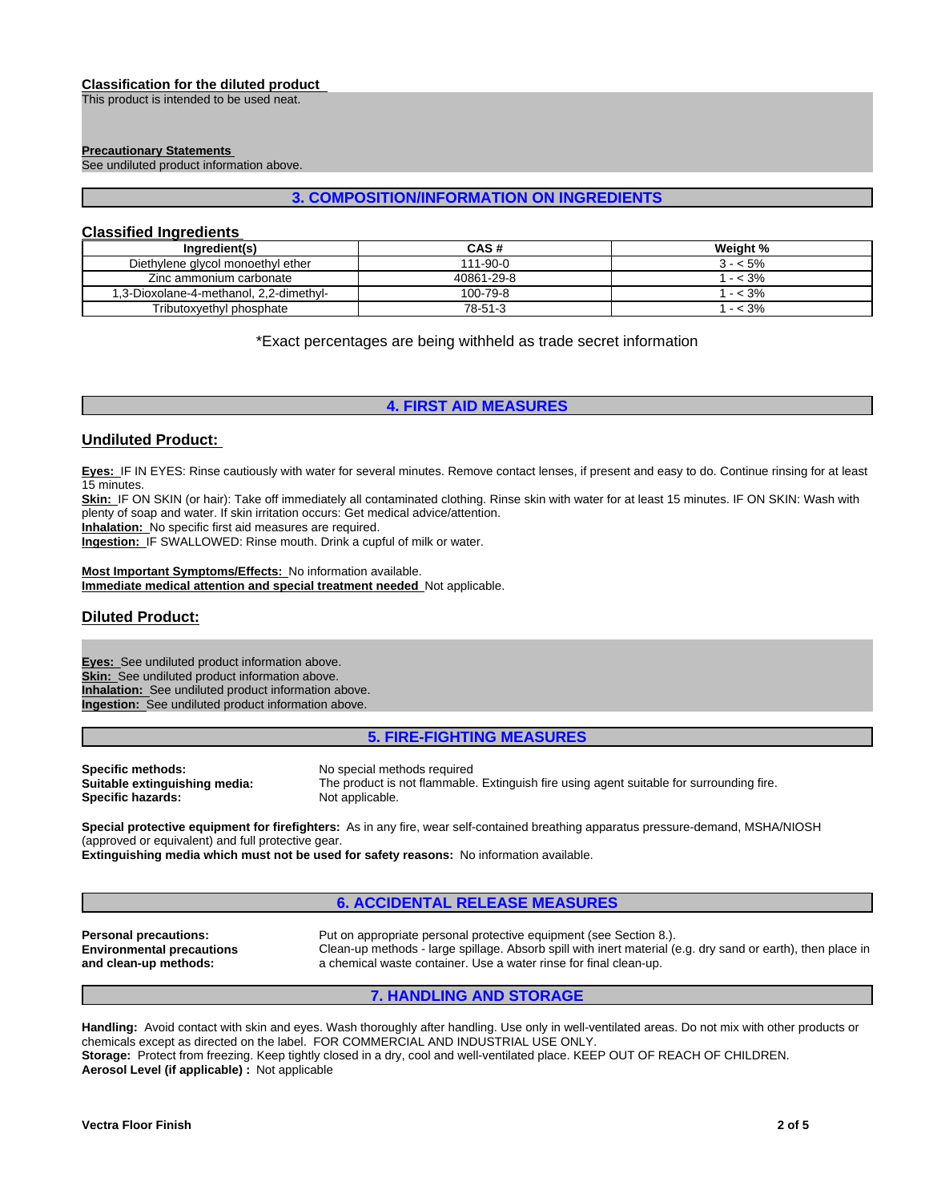**Classification for the diluted product**
This product is intended to be used neat.

**Precautionary Statements**
See undiluted product information above.

## 3. COMPOSITION/INFORMATION ON INGREDIENTS

### Classified Ingredients

| Ingredient(s) | CAS # | Weight % |
|---|---|---|
| Diethylene glycol monoethyl ether | 111-90-0 | 3 - < 5% |
| Zinc ammonium carbonate | 40861-29-8 | 1 - < 3% |
| 1,3-Dioxolane-4-methanol, 2,2-dimethyl- | 100-79-8 | 1 - < 3% |
| Tributoxyethyl phosphate | 78-51-3 | 1 - < 3% |

*Exact percentages are being withheld as trade secret information

## 4. FIRST AID MEASURES

### Undiluted Product:

**Eyes:** IF IN EYES: Rinse cautiously with water for several minutes. Remove contact lenses, if present and easy to do. Continue rinsing for at least 15 minutes.
**Skin:** IF ON SKIN (or hair): Take off immediately all contaminated clothing. Rinse skin with water for at least 15 minutes. IF ON SKIN: Wash with plenty of soap and water. If skin irritation occurs: Get medical advice/attention.
**Inhalation:** No specific first aid measures are required.
**Ingestion:** IF SWALLOWED: Rinse mouth. Drink a cupful of milk or water.

**Most Important Symptoms/Effects:** No information available.
**Immediate medical attention and special treatment needed** Not applicable.

### Diluted Product:

**Eyes:** See undiluted product information above.
**Skin:** See undiluted product information above.
**Inhalation:** See undiluted product information above.
**Ingestion:** See undiluted product information above.

## 5. FIRE-FIGHTING MEASURES

**Specific methods:** No special methods required
**Suitable extinguishing media:** The product is not flammable. Extinguish fire using agent suitable for surrounding fire.
**Specific hazards:** Not applicable.

**Special protective equipment for firefighters:** As in any fire, wear self-contained breathing apparatus pressure-demand, MSHA/NIOSH (approved or equivalent) and full protective gear.
**Extinguishing media which must not be used for safety reasons:** No information available.

## 6. ACCIDENTAL RELEASE MEASURES

**Personal precautions:** Put on appropriate personal protective equipment (see Section 8.).
**Environmental precautions and clean-up methods:** Clean-up methods - large spillage. Absorb spill with inert material (e.g. dry sand or earth), then place in a chemical waste container. Use a water rinse for final clean-up.

## 7. HANDLING AND STORAGE

**Handling:** Avoid contact with skin and eyes. Wash thoroughly after handling. Use only in well-ventilated areas. Do not mix with other products or chemicals except as directed on the label. FOR COMMERCIAL AND INDUSTRIAL USE ONLY.
**Storage:** Protect from freezing. Keep tightly closed in a dry, cool and well-ventilated place. KEEP OUT OF REACH OF CHILDREN.
**Aerosol Level (if applicable) :** Not applicable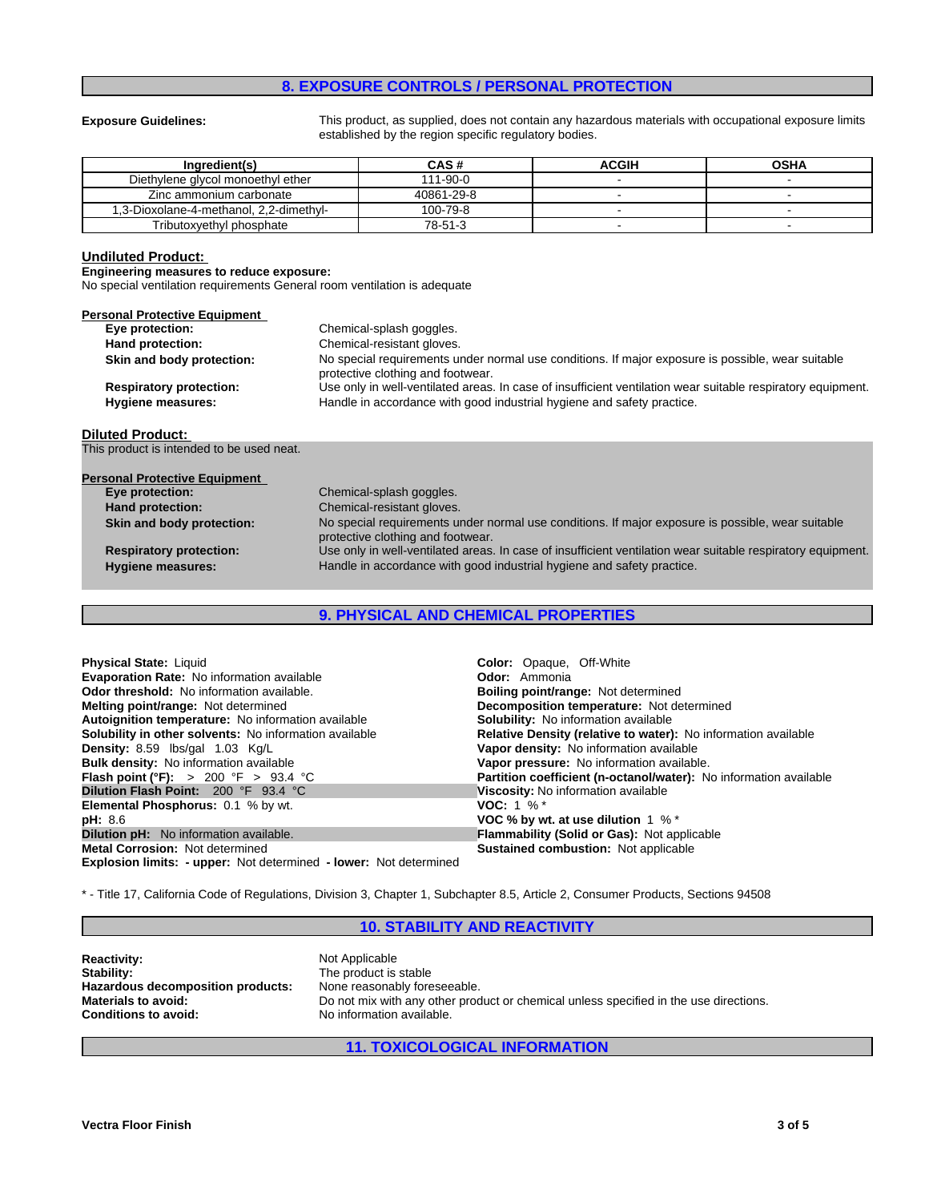## 8. EXPOSURE CONTROLS / PERSONAL PROTECTION

**Exposure Guidelines:** This product, as supplied, does not contain any hazardous materials with occupational exposure limits established by the region specific regulatory bodies.

| Ingredient(s) | CAS # | ACGIH | OSHA |
|---|---|---|---|
| Diethylene glycol monoethyl ether | 111-90-0 | - | - |
| Zinc ammonium carbonate | 40861-29-8 | - | - |
| 1,3-Dioxolane-4-methanol, 2,2-dimethyl- | 100-79-8 | - | - |
| Tributoxyethyl phosphate | 78-51-3 | - | - |

### Undiluted Product:

**Engineering measures to reduce exposure:**
No special ventilation requirements General room ventilation is adequate

**Personal Protective Equipment**

- **Eye protection:** Chemical-splash goggles.
- **Hand protection:** Chemical-resistant gloves.
- **Skin and body protection:** No special requirements under normal use conditions. If major exposure is possible, wear suitable protective clothing and footwear.
- **Respiratory protection:** Use only in well-ventilated areas. In case of insufficient ventilation wear suitable respiratory equipment.
- **Hygiene measures:** Handle in accordance with good industrial hygiene and safety practice.

### Diluted Product:

This product is intended to be used neat.

**Personal Protective Equipment**

- **Eye protection:** Chemical-splash goggles.
- **Hand protection:** Chemical-resistant gloves.
- **Skin and body protection:** No special requirements under normal use conditions. If major exposure is possible, wear suitable protective clothing and footwear.
- **Respiratory protection:** Use only in well-ventilated areas. In case of insufficient ventilation wear suitable respiratory equipment.
- **Hygiene measures:** Handle in accordance with good industrial hygiene and safety practice.

## 9. PHYSICAL AND CHEMICAL PROPERTIES

**Physical State:** Liquid
**Evaporation Rate:** No information available
**Odor threshold:** No information available.
**Melting point/range:** Not determined
**Autoignition temperature:** No information available
**Solubility in other solvents:** No information available
**Density:** 8.59 lbs/gal 1.03 Kg/L
**Bulk density:** No information available
**Flash point (°F):** > 200 °F > 93.4 °C
**Dilution Flash Point:** 200 °F 93.4 °C
**Elemental Phosphorus:** 0.1 % by wt.
**pH:** 8.6
**Dilution pH:** No information available.
**Metal Corrosion:** Not determined
**Explosion limits: - upper:** Not determined **- lower:** Not determined

**Color:** Opaque, Off-White
**Odor:** Ammonia
**Boiling point/range:** Not determined
**Decomposition temperature:** Not determined
**Solubility:** No information available
**Relative Density (relative to water):** No information available
**Vapor density:** No information available
**Vapor pressure:** No information available.
**Partition coefficient (n-octanol/water):** No information available
**Viscosity:** No information available
**VOC:** 1 % *
**VOC % by wt. at use dilution** 1 % *
**Flammability (Solid or Gas):** Not applicable
**Sustained combustion:** Not applicable

* - Title 17, California Code of Regulations, Division 3, Chapter 1, Subchapter 8.5, Article 2, Consumer Products, Sections 94508

## 10. STABILITY AND REACTIVITY

- **Reactivity:** Not Applicable
- **Stability:** The product is stable
- **Hazardous decomposition products:** None reasonably foreseeable.
- **Materials to avoid:** Do not mix with any other product or chemical unless specified in the use directions.
- **Conditions to avoid:** No information available.

## 11. TOXICOLOGICAL INFORMATION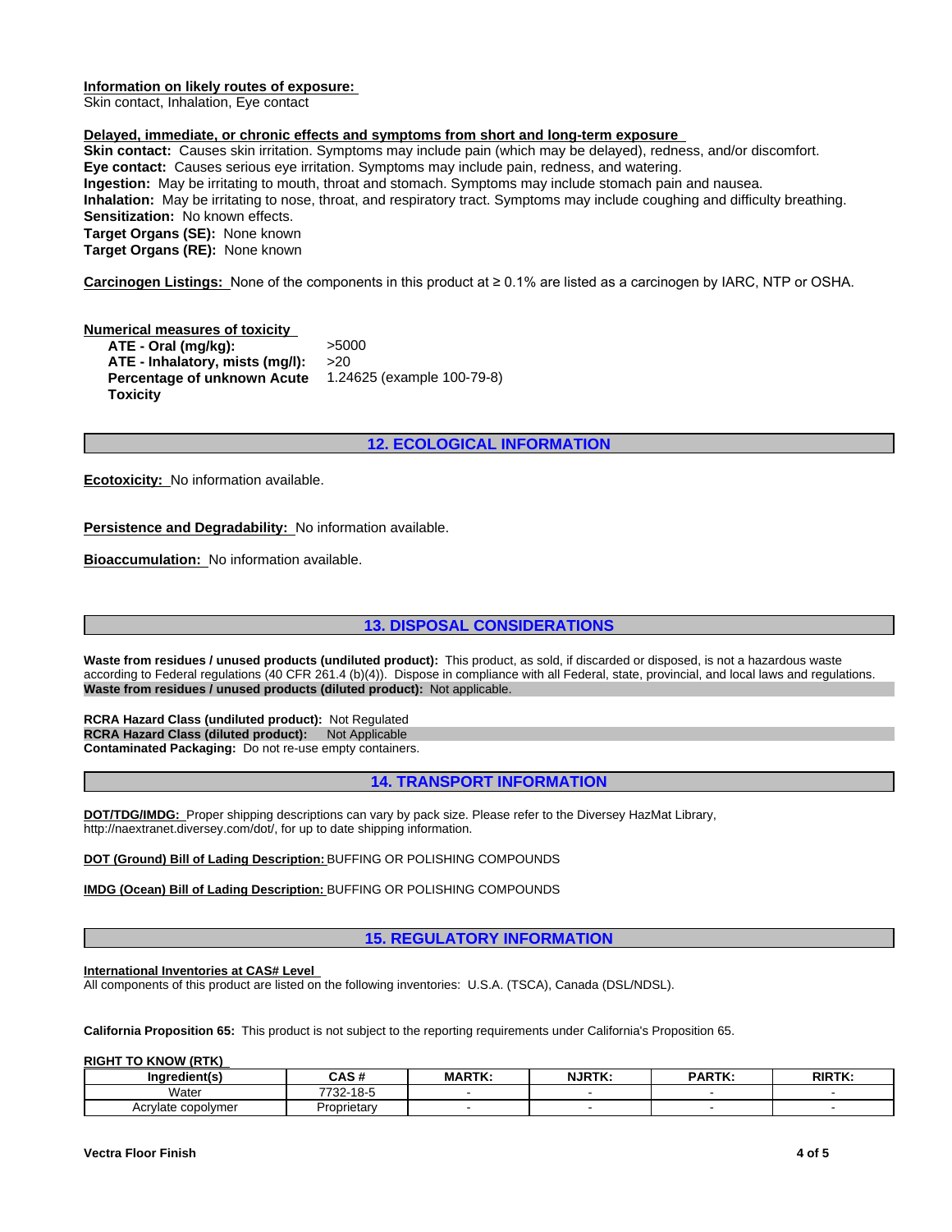**Information on likely routes of exposure:**
Skin contact, Inhalation, Eye contact

**Delayed, immediate, or chronic effects and symptoms from short and long-term exposure**
**Skin contact:** Causes skin irritation. Symptoms may include pain (which may be delayed), redness, and/or discomfort.
**Eye contact:** Causes serious eye irritation. Symptoms may include pain, redness, and watering.
**Ingestion:** May be irritating to mouth, throat and stomach. Symptoms may include stomach pain and nausea.
**Inhalation:** May be irritating to nose, throat, and respiratory tract. Symptoms may include coughing and difficulty breathing.
**Sensitization:** No known effects.
**Target Organs (SE):** None known
**Target Organs (RE):** None known

**Carcinogen Listings:** None of the components in this product at ≥ 0.1% are listed as a carcinogen by IARC, NTP or OSHA.

**Numerical measures of toxicity**

| | |
|---|---|
| **ATE - Oral (mg/kg):** | >5000 |
| **ATE - Inhalatory, mists (mg/l):** | >20 |
| **Percentage of unknown Acute Toxicity** | 1.24625 (example 100-79-8) |

## 12. ECOLOGICAL INFORMATION

**Ecotoxicity:** No information available.

**Persistence and Degradability:** No information available.

**Bioaccumulation:** No information available.

## 13. DISPOSAL CONSIDERATIONS

**Waste from residues / unused products (undiluted product):** This product, as sold, if discarded or disposed, is not a hazardous waste according to Federal regulations (40 CFR 261.4 (b)(4)). Dispose in compliance with all Federal, state, provincial, and local laws and regulations.
**Waste from residues / unused products (diluted product):** Not applicable.

**RCRA Hazard Class (undiluted product):** Not Regulated
**RCRA Hazard Class (diluted product):** Not Applicable
**Contaminated Packaging:** Do not re-use empty containers.

## 14. TRANSPORT INFORMATION

**DOT/TDG/IMDG:** Proper shipping descriptions can vary by pack size. Please refer to the Diversey HazMat Library, http://naextranet.diversey.com/dot/, for up to date shipping information.

**DOT (Ground) Bill of Lading Description:** BUFFING OR POLISHING COMPOUNDS

**IMDG (Ocean) Bill of Lading Description:** BUFFING OR POLISHING COMPOUNDS

## 15. REGULATORY INFORMATION

**International Inventories at CAS# Level**
All components of this product are listed on the following inventories: U.S.A. (TSCA), Canada (DSL/NDSL).

**California Proposition 65:** This product is not subject to the reporting requirements under California's Proposition 65.

**RIGHT TO KNOW (RTK)**

| Ingredient(s) | CAS # | MARTK: | NJRTK: | PARTK: | RIRTK: |
|---|---|---|---|---|---|
| Water | 7732-18-5 | - | - | - | - |
| Acrylate copolymer | Proprietary | - | - | - | - |

**Vectra Floor Finish**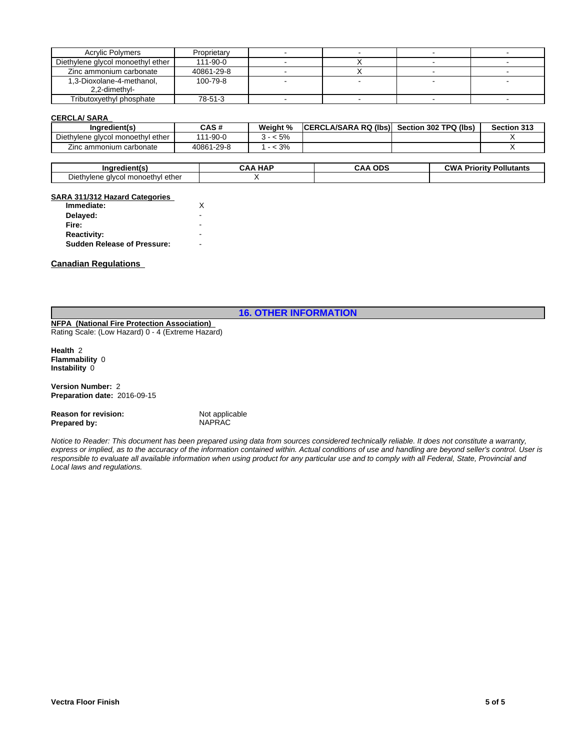| | | | | | |
|---|---|---|---|---|---|
| Acrylic Polymers | Proprietary | - | - | - | - |
| Diethylene glycol monoethyl ether | 111-90-0 | - | X | - | - |
| Zinc ammonium carbonate | 40861-29-8 | - | X | - | - |
| 1,3-Dioxolane-4-methanol, 2,2-dimethyl- | 100-79-8 | - | - | - | - |
| Tributoxyethyl phosphate | 78-51-3 | - | - | - | - |

**CERCLA/ SARA**

| Ingredient(s) | CAS # | Weight % | CERCLA/SARA RQ (lbs) | Section 302 TPQ (lbs) | Section 313 |
|---|---|---|---|---|---|
| Diethylene glycol monoethyl ether | 111-90-0 | 3 - < 5% | | | X |
| Zinc ammonium carbonate | 40861-29-8 | 1 - < 3% | | | X |

| Ingredient(s) | CAA HAP | CAA ODS | CWA Priority Pollutants |
|---|---|---|---|
| Diethylene glycol monoethyl ether | X | | |

**SARA 311/312 Hazard Categories**

| | |
|---|---|
| **Immediate:** | X |
| **Delayed:** | - |
| **Fire:** | - |
| **Reactivity:** | - |
| **Sudden Release of Pressure:** | - |

**Canadian Regulations**

## 16. OTHER INFORMATION

**NFPA (National Fire Protection Association)**
Rating Scale: (Low Hazard) 0 - 4 (Extreme Hazard)

**Health** 2
**Flammability** 0
**Instability** 0

**Version Number:** 2
**Preparation date:** 2016-09-15

**Reason for revision:** Not applicable
**Prepared by:** NAPRAC

*Notice to Reader: This document has been prepared using data from sources considered technically reliable. It does not constitute a warranty, express or implied, as to the accuracy of the information contained within. Actual conditions of use and handling are beyond seller's control. User is responsible to evaluate all available information when using product for any particular use and to comply with all Federal, State, Provincial and Local laws and regulations.*

**Vectra Floor Finish**